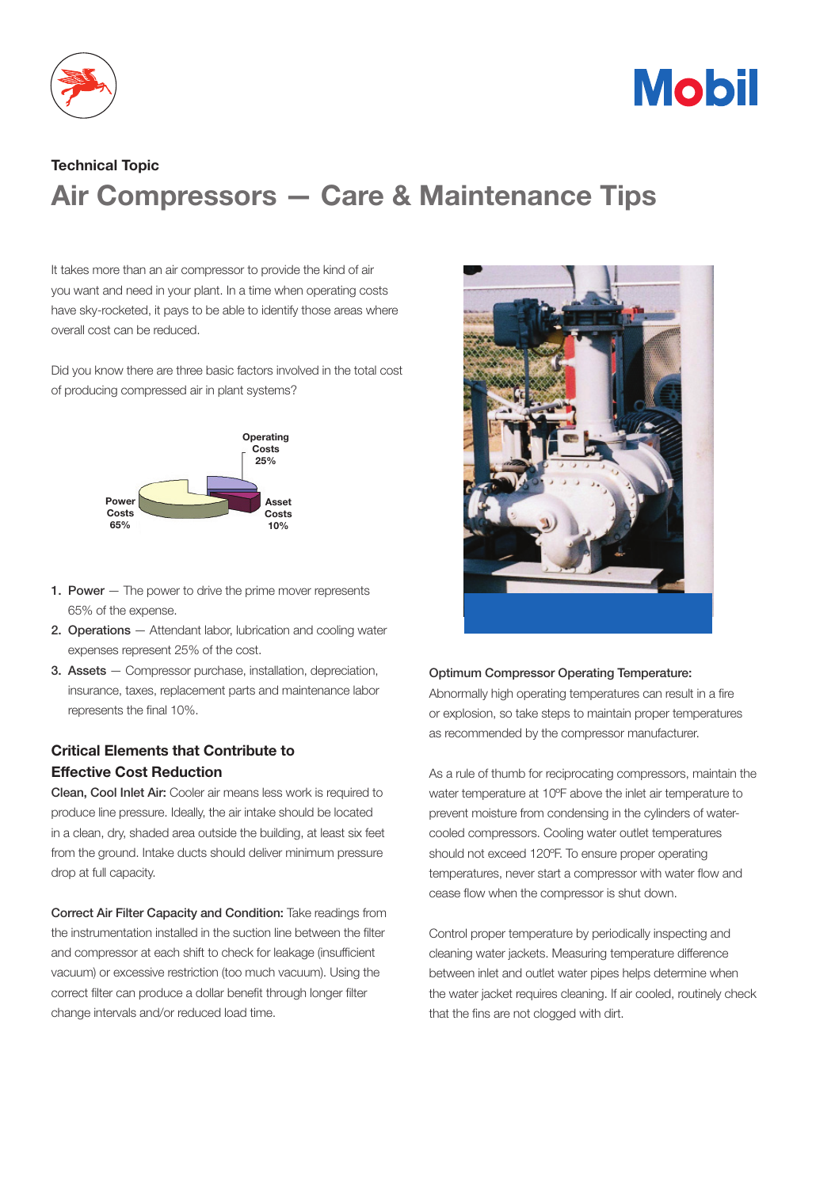Technical Topic

# Air Compressors — Care & Maintenance Tips

It takes more than an air compressor to provide the kind of air you want and need in your plant. In a time when operating costs have sky-rocketed, it pays to be able to identify those areas where overall cost can be reduced.

Did you know there are three basic factors involved in the total cost of producing compressed air in plant systems?

Operating Costs 25%

Asset Costs 10%

Power Costs 65%

1. **Power** — The power to drive the prime mover represents 65% of the expense.
2. **Operations** — Attendant labor, lubrication and cooling water expenses represent 25% of the cost.
3. **Assets** — Compressor purchase, installation, depreciation, insurance, taxes, replacement parts and maintenance labor represents the final 10%.

## Critical Elements that Contribute to Effective Cost Reduction

**Clean, Cool Inlet Air:** Cooler air means less work is required to produce line pressure. Ideally, the air intake should be located in a clean, dry, shaded area outside the building, at least six feet from the ground. Intake ducts should deliver minimum pressure drop at full capacity.

**Correct Air Filter Capacity and Condition:** Take readings from the instrumentation installed in the suction line between the filter and compressor at each shift to check for leakage (insufficient vacuum) or excessive restriction (too much vacuum). Using the correct filter can produce a dollar benefit through longer filter change intervals and/or reduced load time.

**Optimum Compressor Operating Temperature:** Abnormally high operating temperatures can result in a fire or explosion, so take steps to maintain proper temperatures as recommended by the compressor manufacturer.

As a rule of thumb for reciprocating compressors, maintain the water temperature at 10ºF above the inlet air temperature to prevent moisture from condensing in the cylinders of water-cooled compressors. Cooling water outlet temperatures should not exceed 120ºF. To ensure proper operating temperatures, never start a compressor with water flow and cease flow when the compressor is shut down.

Control proper temperature by periodically inspecting and cleaning water jackets. Measuring temperature difference between inlet and outlet water pipes helps determine when the water jacket requires cleaning. If air cooled, routinely check that the fins are not clogged with dirt.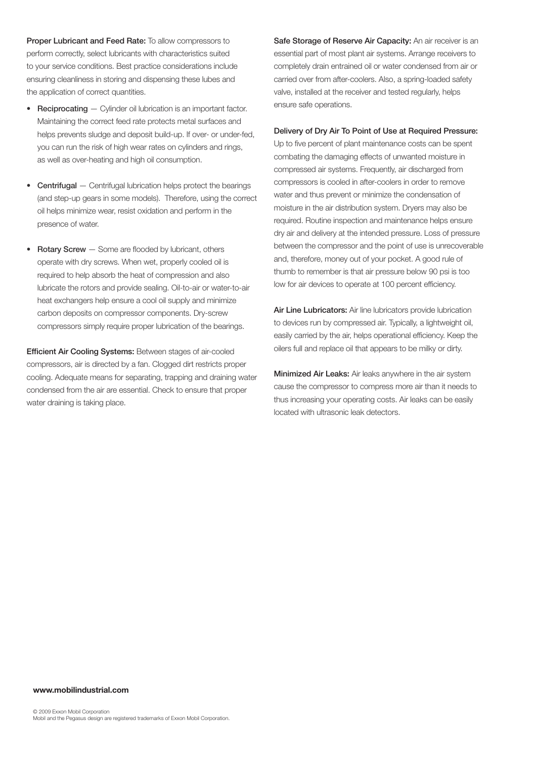**Proper Lubricant and Feed Rate:** To allow compressors to perform correctly, select lubricants with characteristics suited to your service conditions. Best practice considerations include ensuring cleanliness in storing and dispensing these lubes and the application of correct quantities.

- **Reciprocating** — Cylinder oil lubrication is an important factor. Maintaining the correct feed rate protects metal surfaces and helps prevents sludge and deposit build-up. If over- or under-fed, you can run the risk of high wear rates on cylinders and rings, as well as over-heating and high oil consumption.

- **Centrifugal** — Centrifugal lubrication helps protect the bearings (and step-up gears in some models). Therefore, using the correct oil helps minimize wear, resist oxidation and perform in the presence of water.

- **Rotary Screw** — Some are flooded by lubricant, others operate with dry screws. When wet, properly cooled oil is required to help absorb the heat of compression and also lubricate the rotors and provide sealing. Oil-to-air or water-to-air heat exchangers help ensure a cool oil supply and minimize carbon deposits on compressor components. Dry-screw compressors simply require proper lubrication of the bearings.

**Efficient Air Cooling Systems:** Between stages of air-cooled compressors, air is directed by a fan. Clogged dirt restricts proper cooling. Adequate means for separating, trapping and draining water condensed from the air are essential. Check to ensure that proper water draining is taking place.

**Safe Storage of Reserve Air Capacity:** An air receiver is an essential part of most plant air systems. Arrange receivers to completely drain entrained oil or water condensed from air or carried over from after-coolers. Also, a spring-loaded safety valve, installed at the receiver and tested regularly, helps ensure safe operations.

**Delivery of Dry Air To Point of Use at Required Pressure:** Up to five percent of plant maintenance costs can be spent combating the damaging effects of unwanted moisture in compressed air systems. Frequently, air discharged from compressors is cooled in after-coolers in order to remove water and thus prevent or minimize the condensation of moisture in the air distribution system. Dryers may also be required. Routine inspection and maintenance helps ensure dry air and delivery at the intended pressure. Loss of pressure between the compressor and the point of use is unrecoverable and, therefore, money out of your pocket. A good rule of thumb to remember is that air pressure below 90 psi is too low for air devices to operate at 100 percent efficiency.

**Air Line Lubricators:** Air line lubricators provide lubrication to devices run by compressed air. Typically, a lightweight oil, easily carried by the air, helps operational efficiency. Keep the oilers full and replace oil that appears to be milky or dirty.

**Minimized Air Leaks:** Air leaks anywhere in the air system cause the compressor to compress more air than it needs to thus increasing your operating costs. Air leaks can be easily located with ultrasonic leak detectors.

**www.mobilindustrial.com**

© 2009 Exxon Mobil Corporation
Mobil and the Pegasus design are registered trademarks of Exxon Mobil Corporation.